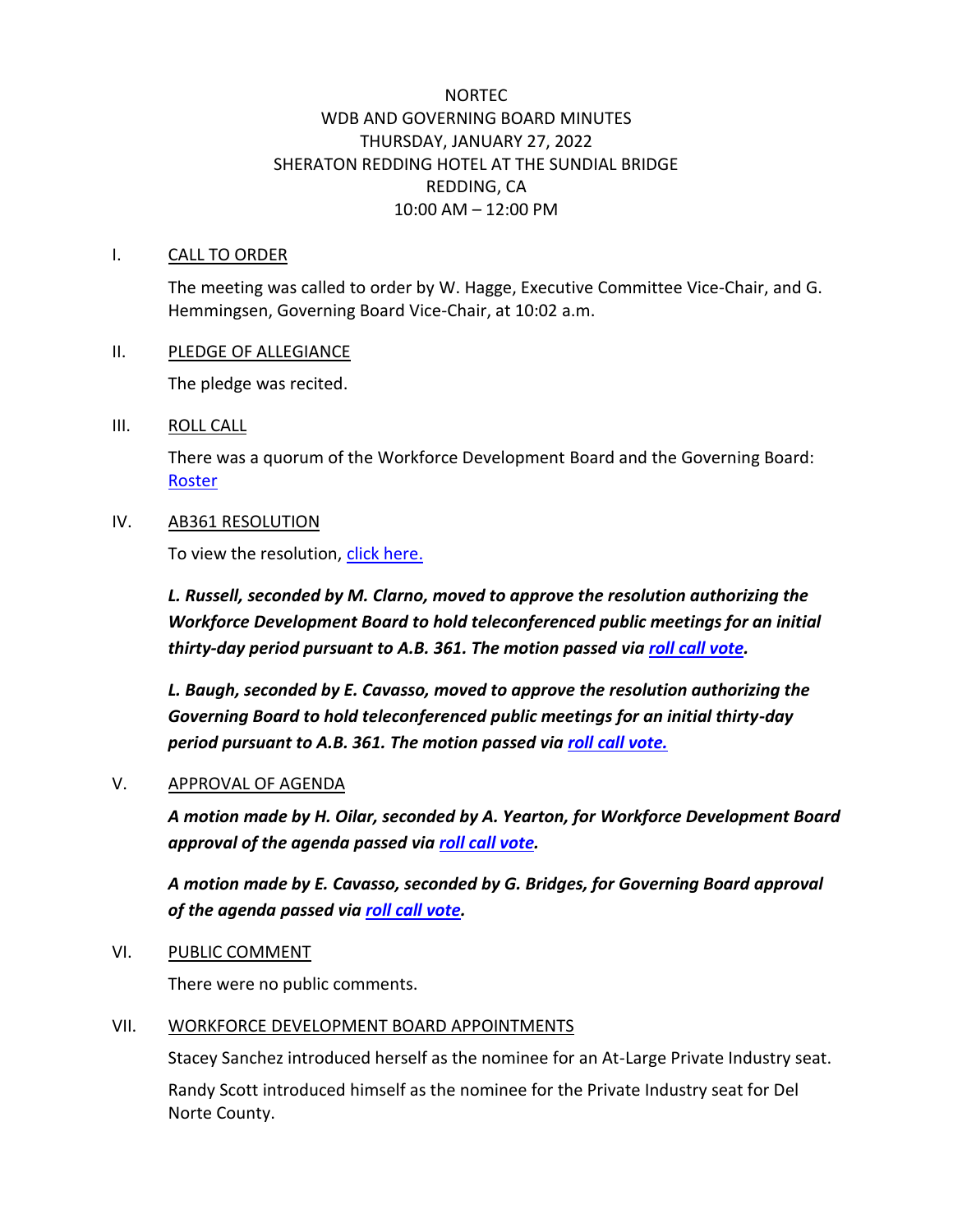NORTEC
WDB AND GOVERNING BOARD MINUTES
THURSDAY, JANUARY 27, 2022
SHERATON REDDING HOTEL AT THE SUNDIAL BRIDGE
REDDING, CA
10:00 AM – 12:00 PM

I. CALL TO ORDER

The meeting was called to order by W. Hagge, Executive Committee Vice-Chair, and G. Hemmingsen, Governing Board Vice-Chair, at 10:02 a.m.

II. PLEDGE OF ALLEGIANCE

The pledge was recited.

III. ROLL CALL

There was a quorum of the Workforce Development Board and the Governing Board: Roster

IV. AB361 RESOLUTION

To view the resolution, click here.

***L. Russell, seconded by M. Clarno, moved to approve the resolution authorizing the Workforce Development Board to hold teleconferenced public meetings for an initial thirty-day period pursuant to A.B. 361. The motion passed via roll call vote.***

***L. Baugh, seconded by E. Cavasso, moved to approve the resolution authorizing the Governing Board to hold teleconferenced public meetings for an initial thirty-day period pursuant to A.B. 361. The motion passed via roll call vote.***

V. APPROVAL OF AGENDA

***A motion made by H. Oilar, seconded by A. Yearton, for Workforce Development Board approval of the agenda passed via roll call vote.***

***A motion made by E. Cavasso, seconded by G. Bridges, for Governing Board approval of the agenda passed via roll call vote.***

VI. PUBLIC COMMENT

There were no public comments.

VII. WORKFORCE DEVELOPMENT BOARD APPOINTMENTS

Stacey Sanchez introduced herself as the nominee for an At-Large Private Industry seat.

Randy Scott introduced himself as the nominee for the Private Industry seat for Del Norte County.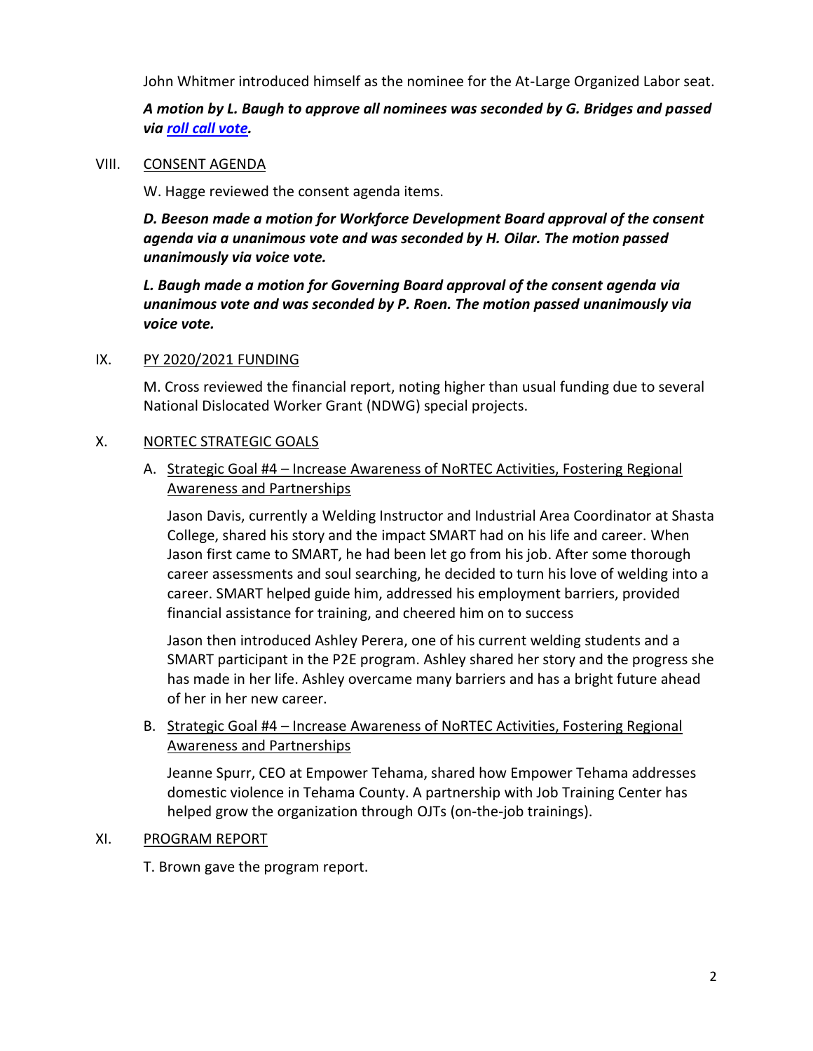John Whitmer introduced himself as the nominee for the At-Large Organized Labor seat.

***A motion by L. Baugh to approve all nominees was seconded by G. Bridges and passed via roll call vote.***

VIII. CONSENT AGENDA

W. Hagge reviewed the consent agenda items.

***D. Beeson made a motion for Workforce Development Board approval of the consent agenda via a unanimous vote and was seconded by H. Oilar. The motion passed unanimously via voice vote.***

***L. Baugh made a motion for Governing Board approval of the consent agenda via unanimous vote and was seconded by P. Roen. The motion passed unanimously via voice vote.***

IX. PY 2020/2021 FUNDING

M. Cross reviewed the financial report, noting higher than usual funding due to several National Dislocated Worker Grant (NDWG) special projects.

X. NORTEC STRATEGIC GOALS

A. Strategic Goal #4 – Increase Awareness of NoRTEC Activities, Fostering Regional Awareness and Partnerships

Jason Davis, currently a Welding Instructor and Industrial Area Coordinator at Shasta College, shared his story and the impact SMART had on his life and career. When Jason first came to SMART, he had been let go from his job. After some thorough career assessments and soul searching, he decided to turn his love of welding into a career. SMART helped guide him, addressed his employment barriers, provided financial assistance for training, and cheered him on to success

Jason then introduced Ashley Perera, one of his current welding students and a SMART participant in the P2E program. Ashley shared her story and the progress she has made in her life. Ashley overcame many barriers and has a bright future ahead of her in her new career.

B. Strategic Goal #4 – Increase Awareness of NoRTEC Activities, Fostering Regional Awareness and Partnerships

Jeanne Spurr, CEO at Empower Tehama, shared how Empower Tehama addresses domestic violence in Tehama County. A partnership with Job Training Center has helped grow the organization through OJTs (on-the-job trainings).

XI. PROGRAM REPORT

T. Brown gave the program report.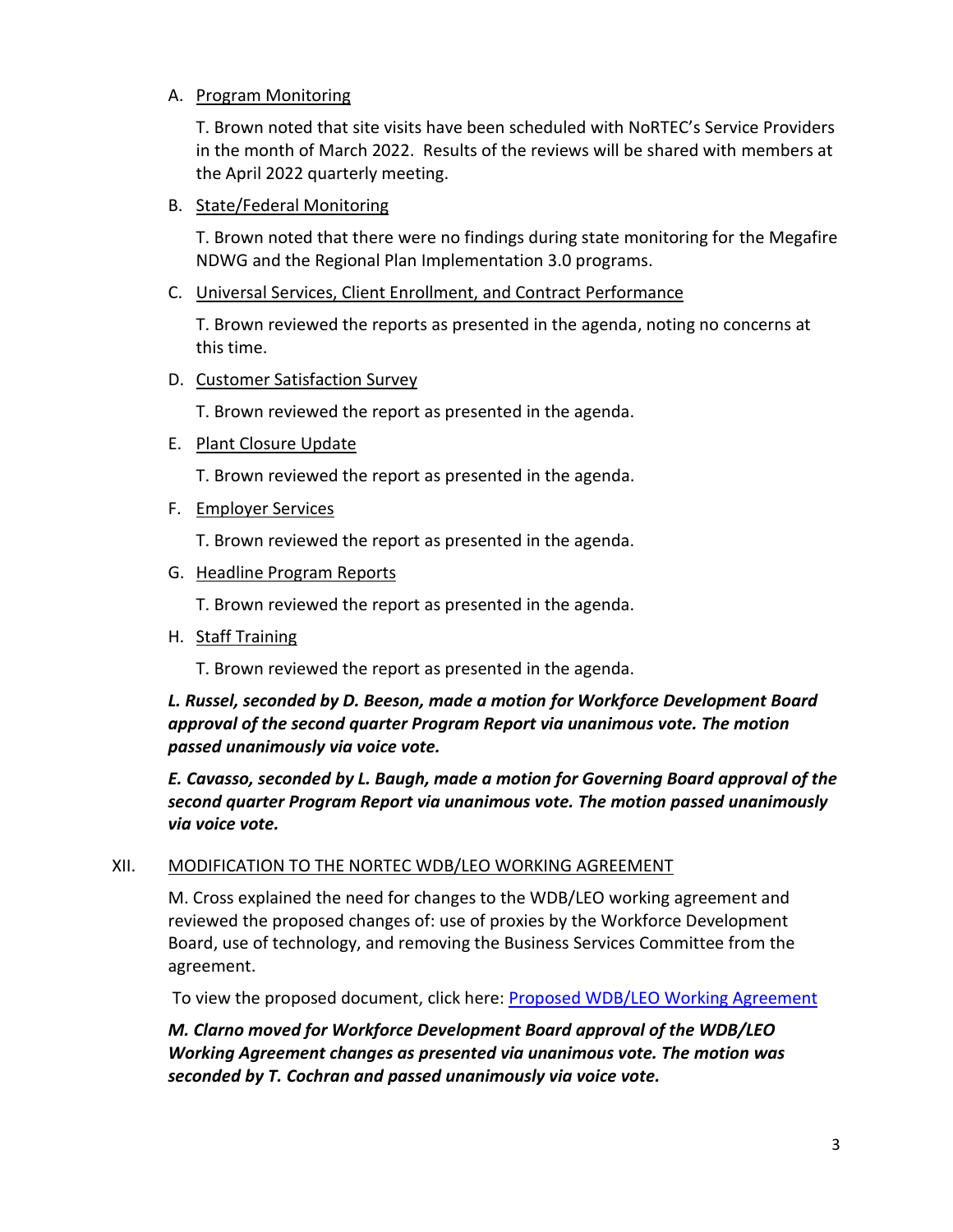A. Program Monitoring

T. Brown noted that site visits have been scheduled with NoRTEC's Service Providers in the month of March 2022. Results of the reviews will be shared with members at the April 2022 quarterly meeting.

B. State/Federal Monitoring

T. Brown noted that there were no findings during state monitoring for the Megafire NDWG and the Regional Plan Implementation 3.0 programs.

C. Universal Services, Client Enrollment, and Contract Performance

T. Brown reviewed the reports as presented in the agenda, noting no concerns at this time.

D. Customer Satisfaction Survey

T. Brown reviewed the report as presented in the agenda.

E. Plant Closure Update

T. Brown reviewed the report as presented in the agenda.

F. Employer Services

T. Brown reviewed the report as presented in the agenda.

G. Headline Program Reports

T. Brown reviewed the report as presented in the agenda.

H. Staff Training

T. Brown reviewed the report as presented in the agenda.

***L. Russel, seconded by D. Beeson, made a motion for Workforce Development Board approval of the second quarter Program Report via unanimous vote. The motion passed unanimously via voice vote.***

***E. Cavasso, seconded by L. Baugh, made a motion for Governing Board approval of the second quarter Program Report via unanimous vote. The motion passed unanimously via voice vote.***

## XII. MODIFICATION TO THE NORTEC WDB/LEO WORKING AGREEMENT

M. Cross explained the need for changes to the WDB/LEO working agreement and reviewed the proposed changes of: use of proxies by the Workforce Development Board, use of technology, and removing the Business Services Committee from the agreement.

To view the proposed document, click here: [Proposed WDB/LEO Working Agreement]

***M. Clarno moved for Workforce Development Board approval of the WDB/LEO Working Agreement changes as presented via unanimous vote. The motion was seconded by T. Cochran and passed unanimously via voice vote.***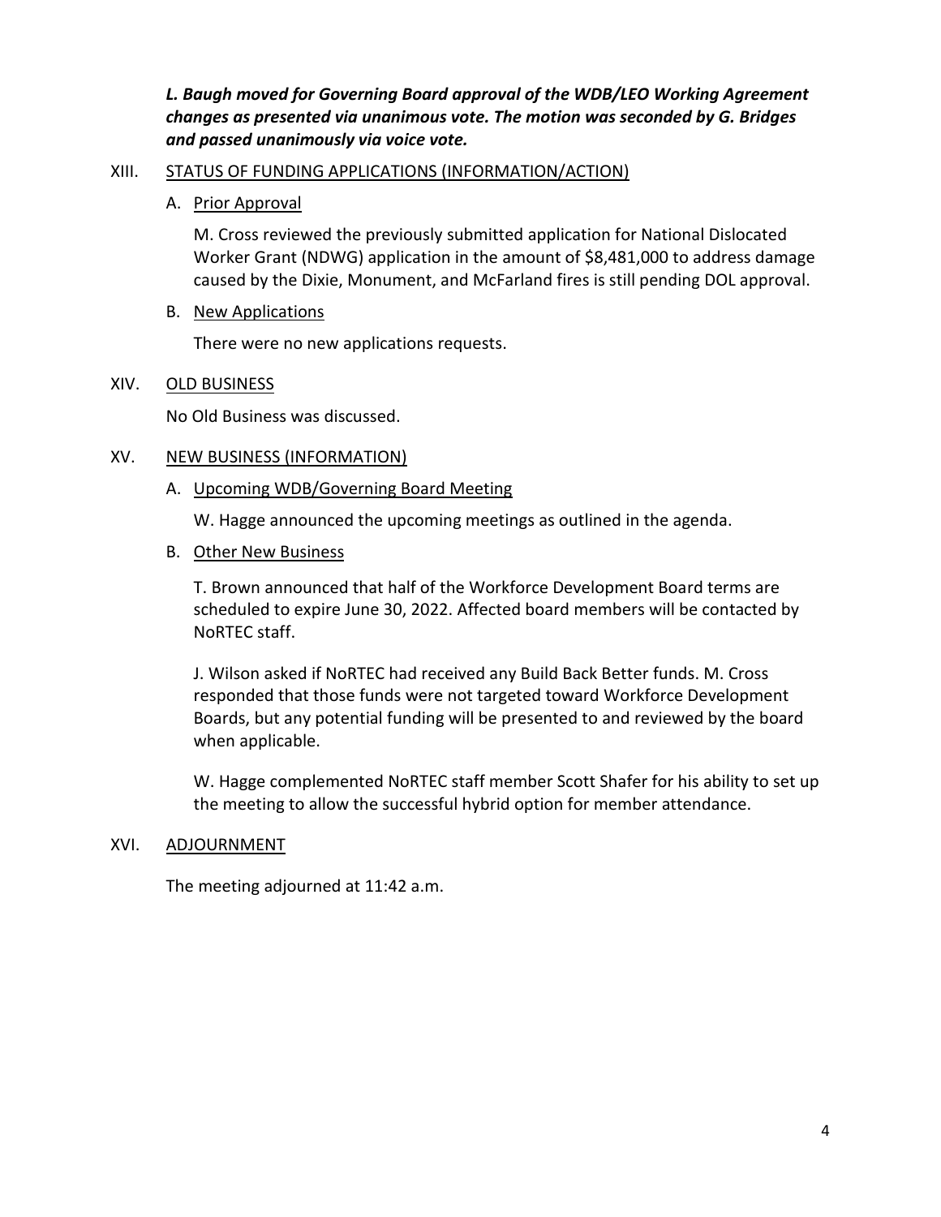***L. Baugh moved for Governing Board approval of the WDB/LEO Working Agreement changes as presented via unanimous vote. The motion was seconded by G. Bridges and passed unanimously via voice vote.***

XIII. STATUS OF FUNDING APPLICATIONS (INFORMATION/ACTION)

A. Prior Approval

M. Cross reviewed the previously submitted application for National Dislocated Worker Grant (NDWG) application in the amount of $8,481,000 to address damage caused by the Dixie, Monument, and McFarland fires is still pending DOL approval.

B. New Applications

There were no new applications requests.

XIV. OLD BUSINESS

No Old Business was discussed.

XV. NEW BUSINESS (INFORMATION)

A. Upcoming WDB/Governing Board Meeting

W. Hagge announced the upcoming meetings as outlined in the agenda.

B. Other New Business

T. Brown announced that half of the Workforce Development Board terms are scheduled to expire June 30, 2022. Affected board members will be contacted by NoRTEC staff.

J. Wilson asked if NoRTEC had received any Build Back Better funds. M. Cross responded that those funds were not targeted toward Workforce Development Boards, but any potential funding will be presented to and reviewed by the board when applicable.

W. Hagge complemented NoRTEC staff member Scott Shafer for his ability to set up the meeting to allow the successful hybrid option for member attendance.

XVI. ADJOURNMENT

The meeting adjourned at 11:42 a.m.